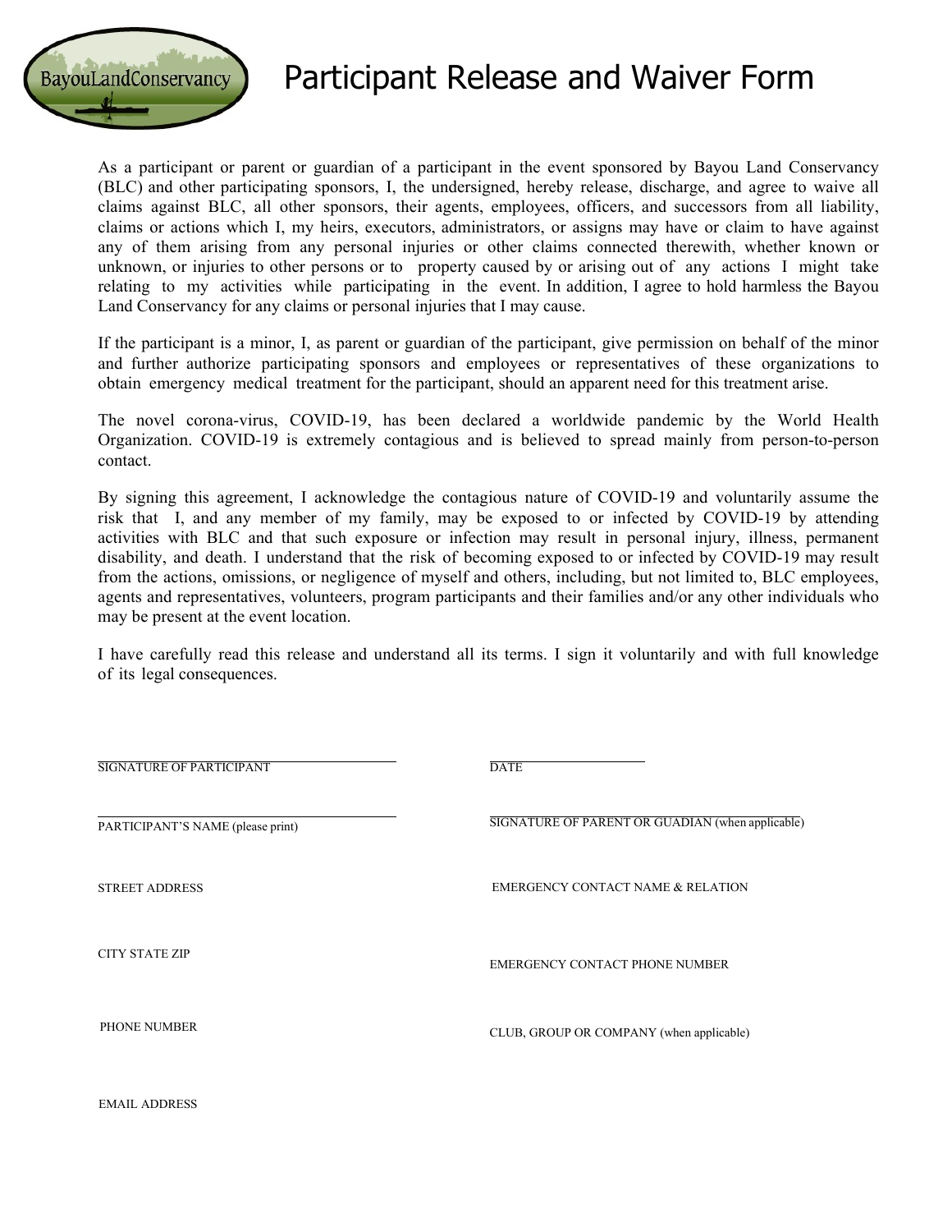BayouLandConservancy

# Participant Release and Waiver Form

As a participant or parent or guardian of a participant in the event sponsored by Bayou Land Conservancy (BLC) and other participating sponsors, I, the undersigned, hereby release, discharge, and agree to waive all claims against BLC, all other sponsors, their agents, employees, officers, and successors from all liability, claims or actions which I, my heirs, executors, administrators, or assigns may have or claim to have against any of them arising from any personal injuries or other claims connected therewith, whether known or unknown, or injuries to other persons or to property caused by or arising out of any actions I might take relating to my activities while participating in the event. In addition, I agree to hold harmless the Bayou Land Conservancy for any claims or personal injuries that I may cause.

If the participant is a minor, I, as parent or guardian of the participant, give permission on behalf of the minor and further authorize participating sponsors and employees or representatives of these organizations to obtain emergency medical treatment for the participant, should an apparent need for this treatment arise.

The novel corona-virus, COVID-19, has been declared a worldwide pandemic by the World Health Organization. COVID-19 is extremely contagious and is believed to spread mainly from person-to-person contact.

By signing this agreement, I acknowledge the contagious nature of COVID-19 and voluntarily assume the risk that I, and any member of my family, may be exposed to or infected by COVID-19 by attending activities with BLC and that such exposure or infection may result in personal injury, illness, permanent disability, and death. I understand that the risk of becoming exposed to or infected by COVID-19 may result from the actions, omissions, or negligence of myself and others, including, but not limited to, BLC employees, agents and representatives, volunteers, program participants and their families and/or any other individuals who may be present at the event location.

I have carefully read this release and understand all its terms. I sign it voluntarily and with full knowledge of its legal consequences.

SIGNATURE OF PARTICIPANT

DATE

PARTICIPANT'S NAME (please print)

SIGNATURE OF PARENT OR GUADIAN (when applicable)

STREET ADDRESS

EMERGENCY CONTACT NAME & RELATION

CITY STATE ZIP

EMERGENCY CONTACT PHONE NUMBER

PHONE NUMBER

CLUB, GROUP OR COMPANY (when applicable)

EMAIL ADDRESS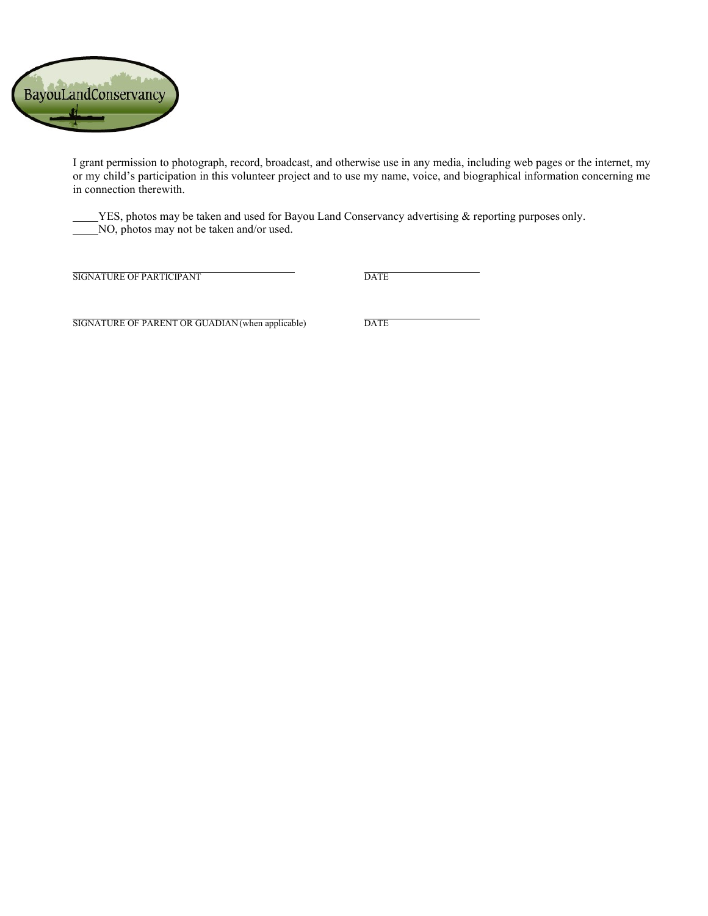BayouLandConservancy

I grant permission to photograph, record, broadcast, and otherwise use in any media, including web pages or the internet, my or my child's participation in this volunteer project and to use my name, voice, and biographical information concerning me in connection therewith.

_____YES, photos may be taken and used for Bayou Land Conservancy advertising & reporting purposes only.
_____NO, photos may not be taken and/or used.

______________________________ SIGNATURE OF PARTICIPANT ______________ DATE

______________________________ SIGNATURE OF PARENT OR GUADIAN (when applicable) ______________ DATE